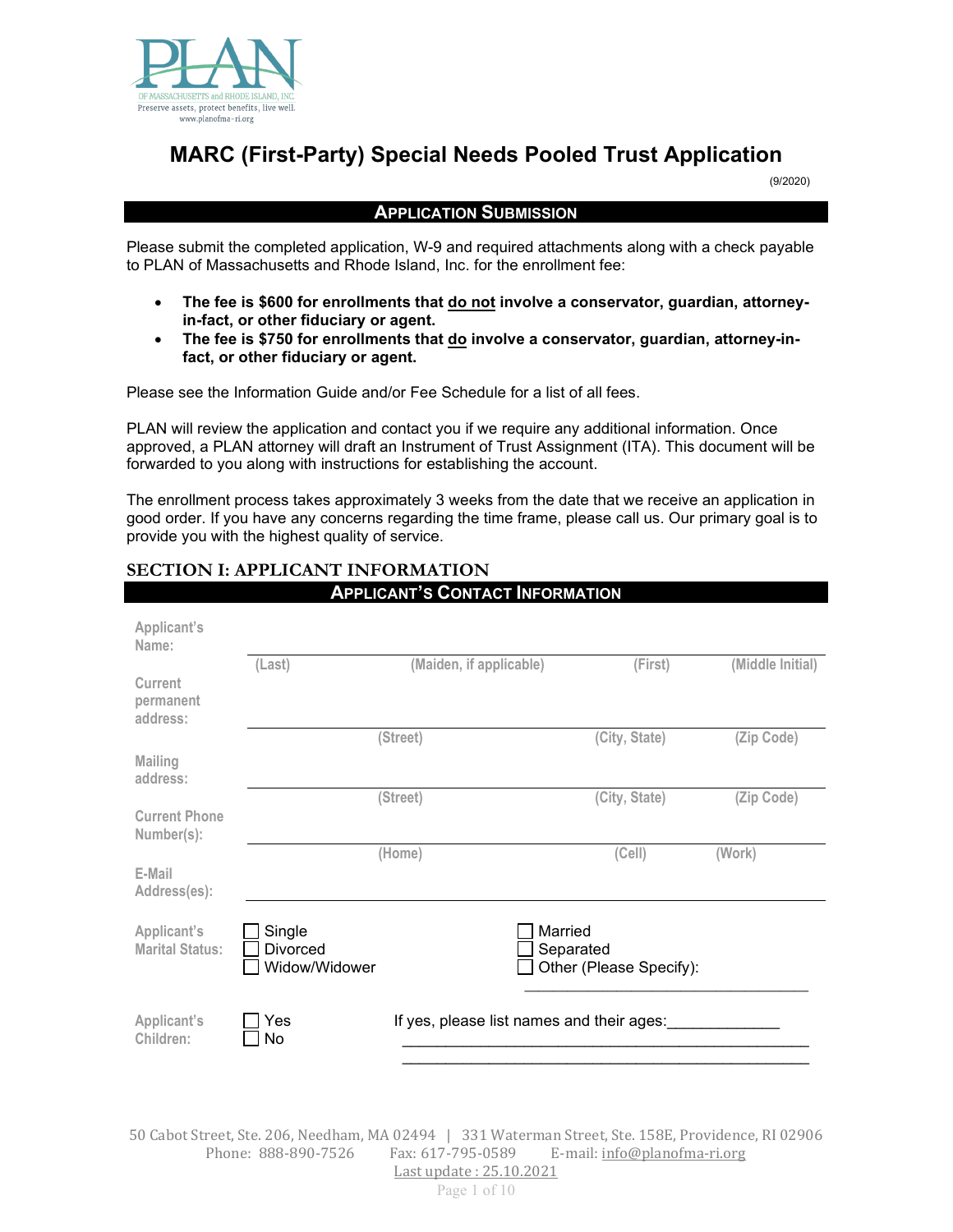PLAN OF MASSACHUSETTS and RHODE ISLAND, INC.
Preserve assets, protect benefits, live well.
www.planofma-ri.org

# MARC (First-Party) Special Needs Pooled Trust Application

(9/2020)

## APPLICATION SUBMISSION

Please submit the completed application, W-9 and required attachments along with a check payable to PLAN of Massachusetts and Rhode Island, Inc. for the enrollment fee:

- **The fee is $600 for enrollments that do not involve a conservator, guardian, attorney-in-fact, or other fiduciary or agent.**
- **The fee is $750 for enrollments that do involve a conservator, guardian, attorney-in-fact, or other fiduciary or agent.**

Please see the Information Guide and/or Fee Schedule for a list of all fees.

PLAN will review the application and contact you if we require any additional information. Once approved, a PLAN attorney will draft an Instrument of Trust Assignment (ITA). This document will be forwarded to you along with instructions for establishing the account.

The enrollment process takes approximately 3 weeks from the date that we receive an application in good order. If you have any concerns regarding the time frame, please call us. Our primary goal is to provide you with the highest quality of service.

## SECTION I: APPLICANT INFORMATION

### APPLICANT'S CONTACT INFORMATION

| | | | | |
|---|---|---|---|---|
| Applicant's Name: | (Last) | (Maiden, if applicable) | (First) | (Middle Initial) |
| Current permanent address: | | (Street) | (City, State) | (Zip Code) |
| Mailing address: | | (Street) | (City, State) | (Zip Code) |
| Current Phone Number(s): | | (Home) | (Cell) | (Work) |
| E-Mail Address(es): | | | | |

**Applicant's Marital Status:**
- ☐ Single
- ☐ Divorced
- ☐ Widow/Widower
- ☐ Married
- ☐ Separated
- ☐ Other (Please Specify): ____________________________________

**Applicant's Children:**
- ☐ Yes
- ☐ No

If yes, please list names and their ages:_____________
_________________________________________________
_________________________________________________

50 Cabot Street, Ste. 206, Needham, MA 02494 | 331 Waterman Street, Ste. 158E, Providence, RI 02906
Phone: 888-890-7526 Fax: 617-795-0589 E-mail: info@planofma-ri.org
Last update : 25.10.2021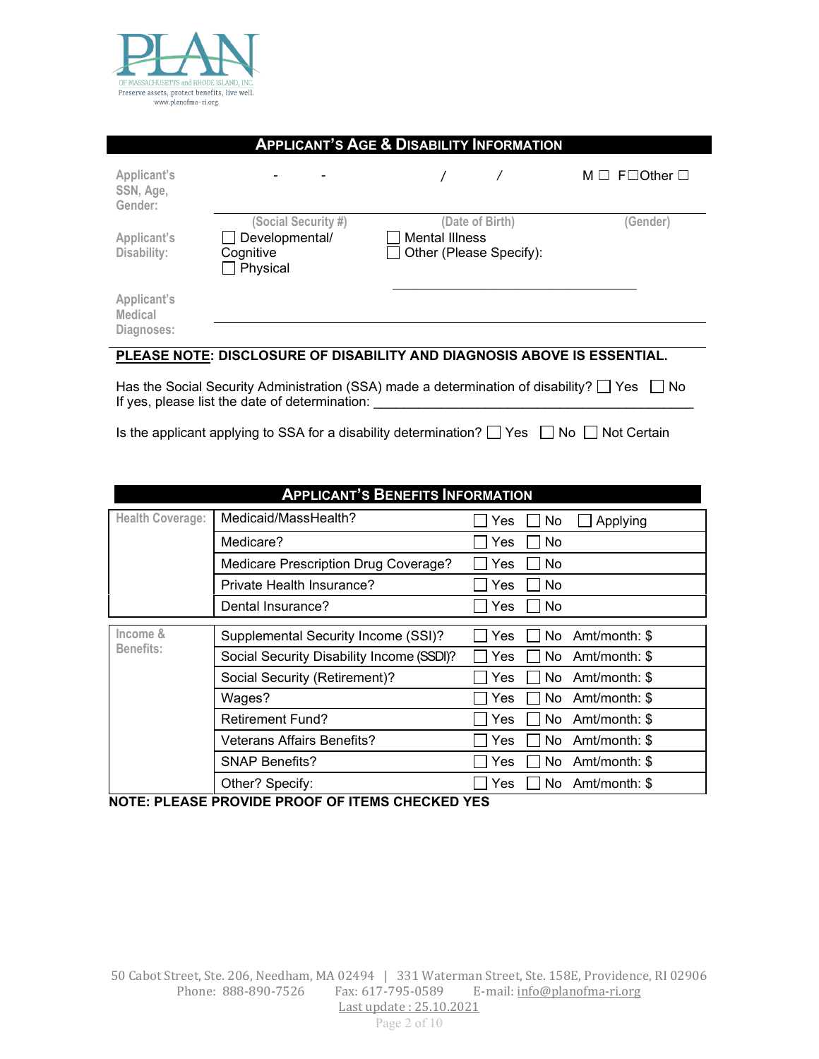PLAN OF MASSACHUSETTS and RHODE ISLAND, INC.
Preserve assets, protect benefits, live well.
www.planofma-ri.org

## APPLICANT'S AGE & DISABILITY INFORMATION

| | | | |
|---|---|---|---|
| Applicant's SSN, Age, Gender: | - - | / / | M ☐ F☐Other ☐ |
| | (Social Security #) | (Date of Birth) | (Gender) |
| Applicant's Disability: | ☐ Developmental/ Cognitive<br>☐ Physical | ☐ Mental Illness<br>☐ Other (Please Specify): ______________________ | |
| Applicant's Medical Diagnoses: | | | |

**PLEASE NOTE: DISCLOSURE OF DISABILITY AND DIAGNOSIS ABOVE IS ESSENTIAL.**

Has the Social Security Administration (SSA) made a determination of disability? ☐ Yes ☐ No
If yes, please list the date of determination: ____________________________________________

Is the applicant applying to SSA for a disability determination? ☐ Yes ☐ No ☐ Not Certain

## APPLICANT'S BENEFITS INFORMATION

| | | |
|---|---|---|
| Health Coverage: | Medicaid/MassHealth? | ☐ Yes ☐ No ☐ Applying |
| | Medicare? | ☐ Yes ☐ No |
| | Medicare Prescription Drug Coverage? | ☐ Yes ☐ No |
| | Private Health Insurance? | ☐ Yes ☐ No |
| | Dental Insurance? | ☐ Yes ☐ No |

| | | |
|---|---|---|
| Income & Benefits: | Supplemental Security Income (SSI)? | ☐ Yes ☐ No Amt/month: $ |
| | Social Security Disability Income (SSDI)? | ☐ Yes ☐ No Amt/month: $ |
| | Social Security (Retirement)? | ☐ Yes ☐ No Amt/month: $ |
| | Wages? | ☐ Yes ☐ No Amt/month: $ |
| | Retirement Fund? | ☐ Yes ☐ No Amt/month: $ |
| | Veterans Affairs Benefits? | ☐ Yes ☐ No Amt/month: $ |
| | SNAP Benefits? | ☐ Yes ☐ No Amt/month: $ |
| | Other? Specify: | ☐ Yes ☐ No Amt/month: $ |

**NOTE: PLEASE PROVIDE PROOF OF ITEMS CHECKED YES**

50 Cabot Street, Ste. 206, Needham, MA 02494 | 331 Waterman Street, Ste. 158E, Providence, RI 02906
Phone: 888-890-7526 Fax: 617-795-0589 E-mail: info@planofma-ri.org
Last update : 25.10.2021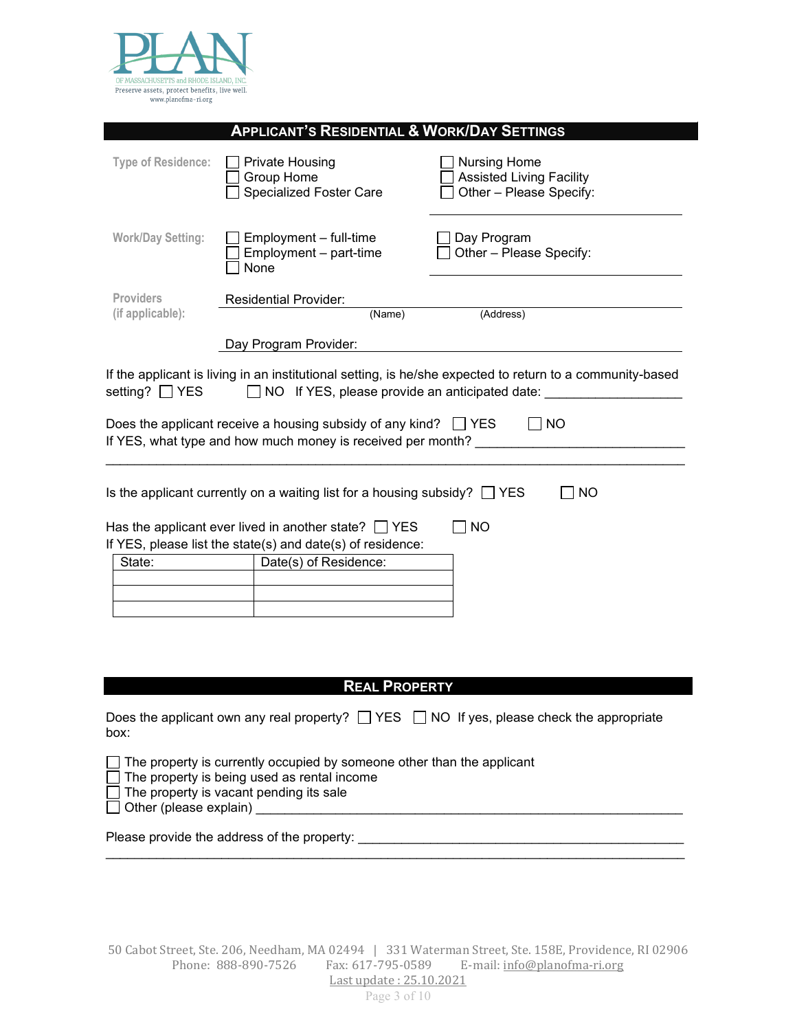PLAN

OF MASSACHUSETTS and RHODE ISLAND, INC.
Preserve assets, protect benefits, live well.
www.planofma-ri.org

## Applicant's Residential & Work/Day Settings

**Type of Residence:**

- ☐ Private Housing
- ☐ Group Home
- ☐ Specialized Foster Care
- ☐ Nursing Home
- ☐ Assisted Living Facility
- ☐ Other – Please Specify: ____________________

**Work/Day Setting:**

- ☐ Employment – full-time
- ☐ Employment – part-time
- ☐ None
- ☐ Day Program
- ☐ Other – Please Specify: ____________________

**Providers (if applicable):**

Residential Provider: ____________________________________________
(Name) (Address)

Day Program Provider: ____________________________________________

If the applicant is living in an institutional setting, is he/she expected to return to a community-based setting? ☐ YES ☐ NO If YES, please provide an anticipated date: __________________

Does the applicant receive a housing subsidy of any kind? ☐ YES ☐ NO
If YES, what type and how much money is received per month? ____________________________
______________________________________________________________________________

Is the applicant currently on a waiting list for a housing subsidy? ☐ YES ☐ NO

Has the applicant ever lived in another state? ☐ YES ☐ NO
If YES, please list the state(s) and date(s) of residence:

| State: | Date(s) of Residence: |
|---|---|
| | |
| | |
| | |

## Real Property

Does the applicant own any real property? ☐ YES ☐ NO If yes, please check the appropriate box:

- ☐ The property is currently occupied by someone other than the applicant
- ☐ The property is being used as rental income
- ☐ The property is vacant pending its sale
- ☐ Other (please explain) ____________________________________________

Please provide the address of the property: ____________________________________________
______________________________________________________________________________

50 Cabot Street, Ste. 206, Needham, MA 02494 | 331 Waterman Street, Ste. 158E, Providence, RI 02906
Phone: 888-890-7526 Fax: 617-795-0589 E-mail: info@planofma-ri.org
Last update : 25.10.2021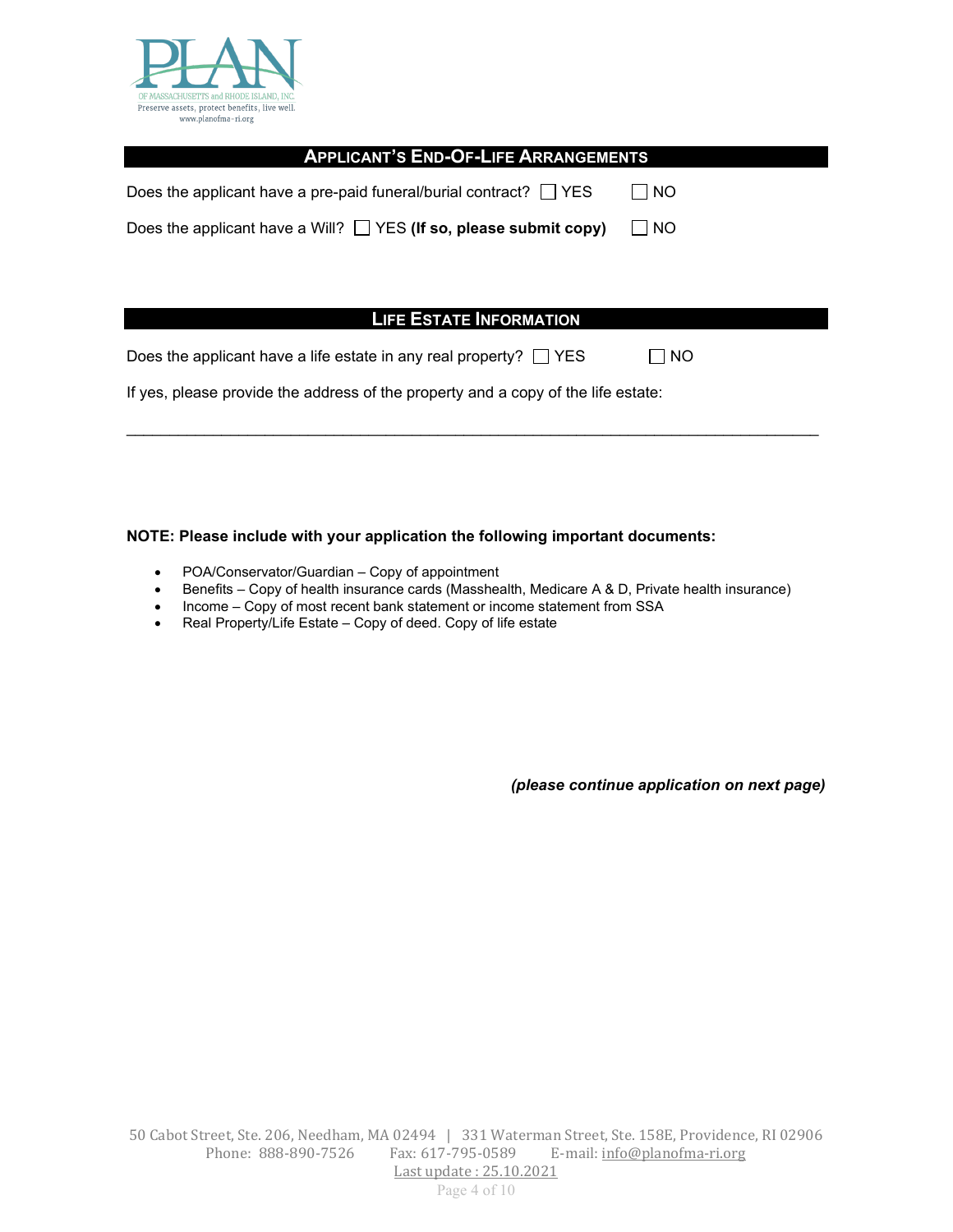## Applicant's End-of-Life Arrangements

Does the applicant have a pre-paid funeral/burial contract? ☐ YES ☐ NO

Does the applicant have a Will? ☐ YES **(If so, please submit copy)** ☐ NO

## Life Estate Information

Does the applicant have a life estate in any real property? ☐ YES ☐ NO

If yes, please provide the address of the property and a copy of the life estate:

\_\_\_\_\_\_\_\_\_\_\_\_\_\_\_\_\_\_\_\_\_\_\_\_\_\_\_\_\_\_\_\_\_\_\_\_\_\_\_\_\_\_\_\_\_\_\_\_\_\_\_\_\_\_\_\_\_\_\_\_\_\_\_\_\_\_\_\_\_\_\_\_

**NOTE: Please include with your application the following important documents:**

- POA/Conservator/Guardian – Copy of appointment
- Benefits – Copy of health insurance cards (Masshealth, Medicare A & D, Private health insurance)
- Income – Copy of most recent bank statement or income statement from SSA
- Real Property/Life Estate – Copy of deed. Copy of life estate

***(please continue application on next page)***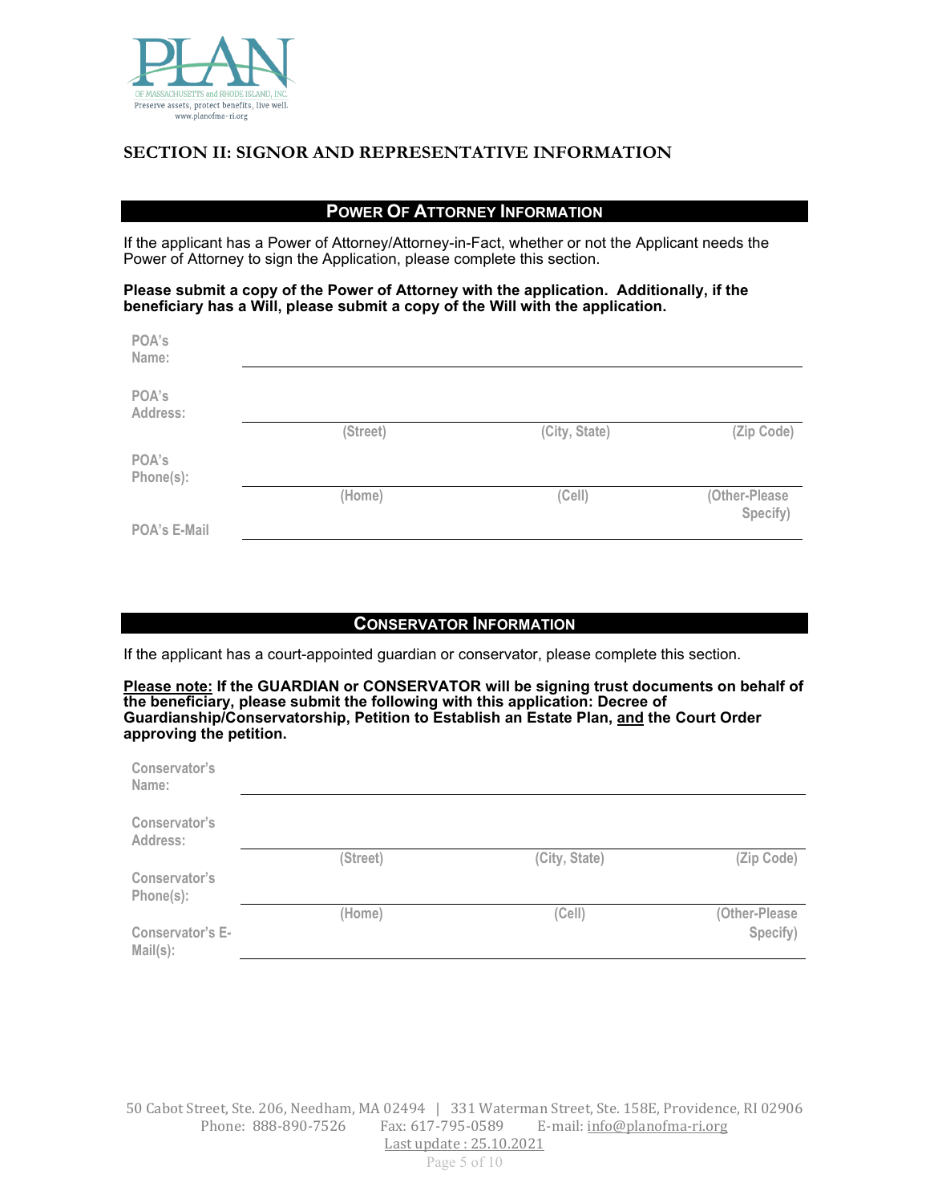PLAN OF MASSACHUSETTS and RHODE ISLAND, INC.
Preserve assets, protect benefits, live well.
www.planofma-ri.org

## SECTION II: SIGNOR AND REPRESENTATIVE INFORMATION

### POWER OF ATTORNEY INFORMATION

If the applicant has a Power of Attorney/Attorney-in-Fact, whether or not the Applicant needs the Power of Attorney to sign the Application, please complete this section.

**Please submit a copy of the Power of Attorney with the application. Additionally, if the beneficiary has a Will, please submit a copy of the Will with the application.**

POA's Name: ______________________________

POA's Address: ______________________________
(Street) (City, State) (Zip Code)

POA's Phone(s): ______________________________
(Home) (Cell) (Other-Please Specify)

POA's E-Mail ______________________________

### CONSERVATOR INFORMATION

If the applicant has a court-appointed guardian or conservator, please complete this section.

**<u>Please note:</u> If the GUARDIAN or CONSERVATOR will be signing trust documents on behalf of the beneficiary, please submit the following with this application: Decree of Guardianship/Conservatorship, Petition to Establish an Estate Plan, <u>and</u> the Court Order approving the petition.**

Conservator's Name: ______________________________

Conservator's Address: ______________________________
(Street) (City, State) (Zip Code)

Conservator's Phone(s): ______________________________
(Home) (Cell) (Other-Please Specify)

Conservator's E-Mail(s): ______________________________

50 Cabot Street, Ste. 206, Needham, MA 02494 | 331 Waterman Street, Ste. 158E, Providence, RI 02906
Phone: 888-890-7526 Fax: 617-795-0589 E-mail: info@planofma-ri.org
Last update : 25.10.2021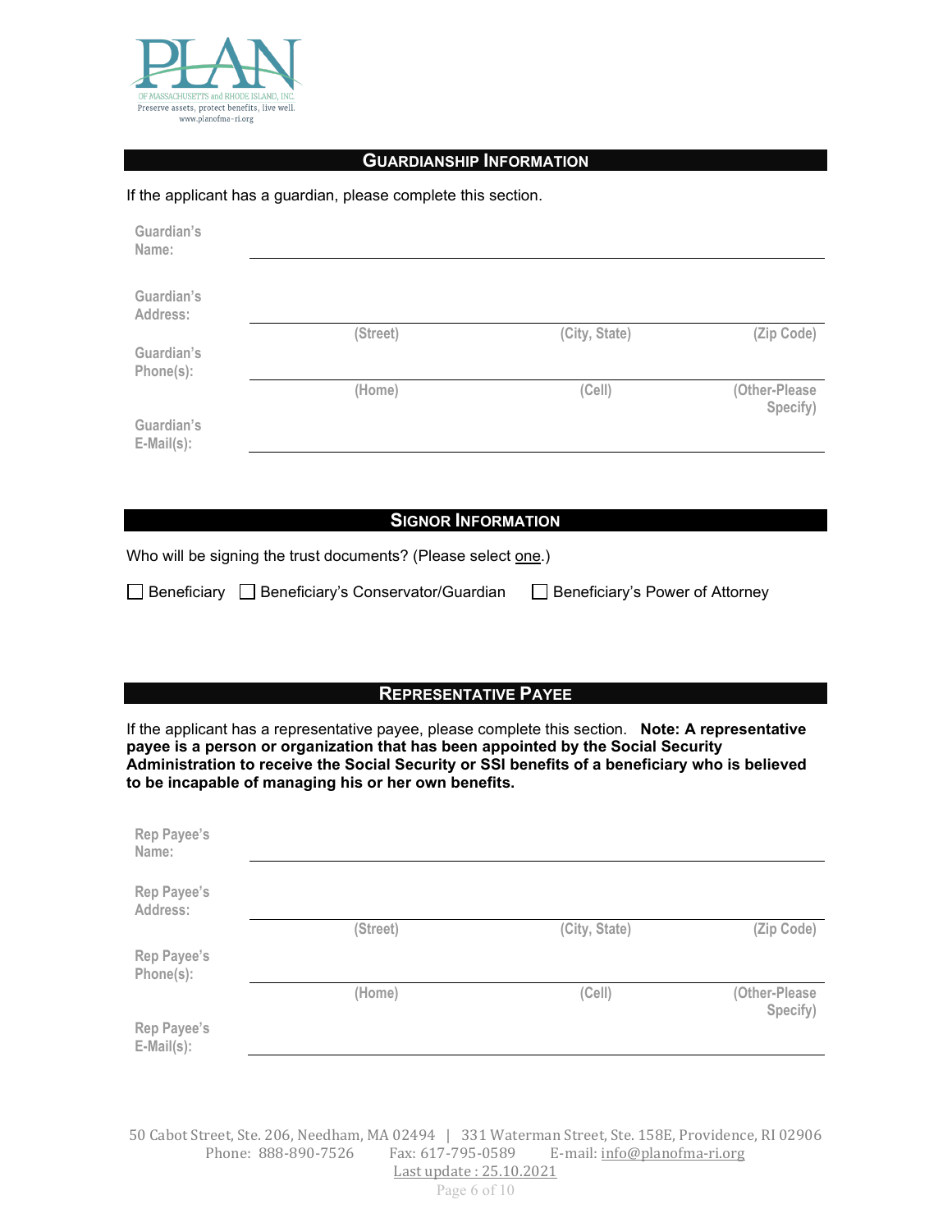PLAN

OF MASSACHUSETTS and RHODE ISLAND, INC.

Preserve assets, protect benefits, live well.

www.planofma-ri.org

## Guardianship Information

If the applicant has a guardian, please complete this section.

**Guardian's Name:** ______________________________________________

**Guardian's Address:** ______________________________________________

(Street) (City, State) (Zip Code)

**Guardian's Phone(s):** ______________________________________________

(Home) (Cell) (Other-Please Specify)

**Guardian's E-Mail(s):** ______________________________________________

## Signor Information

Who will be signing the trust documents? (Please select one.)

☐ Beneficiary ☐ Beneficiary's Conservator/Guardian ☐ Beneficiary's Power of Attorney

## Representative Payee

If the applicant has a representative payee, please complete this section. **Note: A representative payee is a person or organization that has been appointed by the Social Security Administration to receive the Social Security or SSI benefits of a beneficiary who is believed to be incapable of managing his or her own benefits.**

**Rep Payee's Name:** ______________________________________________

**Rep Payee's Address:** ______________________________________________

(Street) (City, State) (Zip Code)

**Rep Payee's Phone(s):** ______________________________________________

(Home) (Cell) (Other-Please Specify)

**Rep Payee's E-Mail(s):** ______________________________________________

50 Cabot Street, Ste. 206, Needham, MA 02494 | 331 Waterman Street, Ste. 158E, Providence, RI 02906
Phone: 888-890-7526 Fax: 617-795-0589 E-mail: info@planofma-ri.org
Last update : 25.10.2021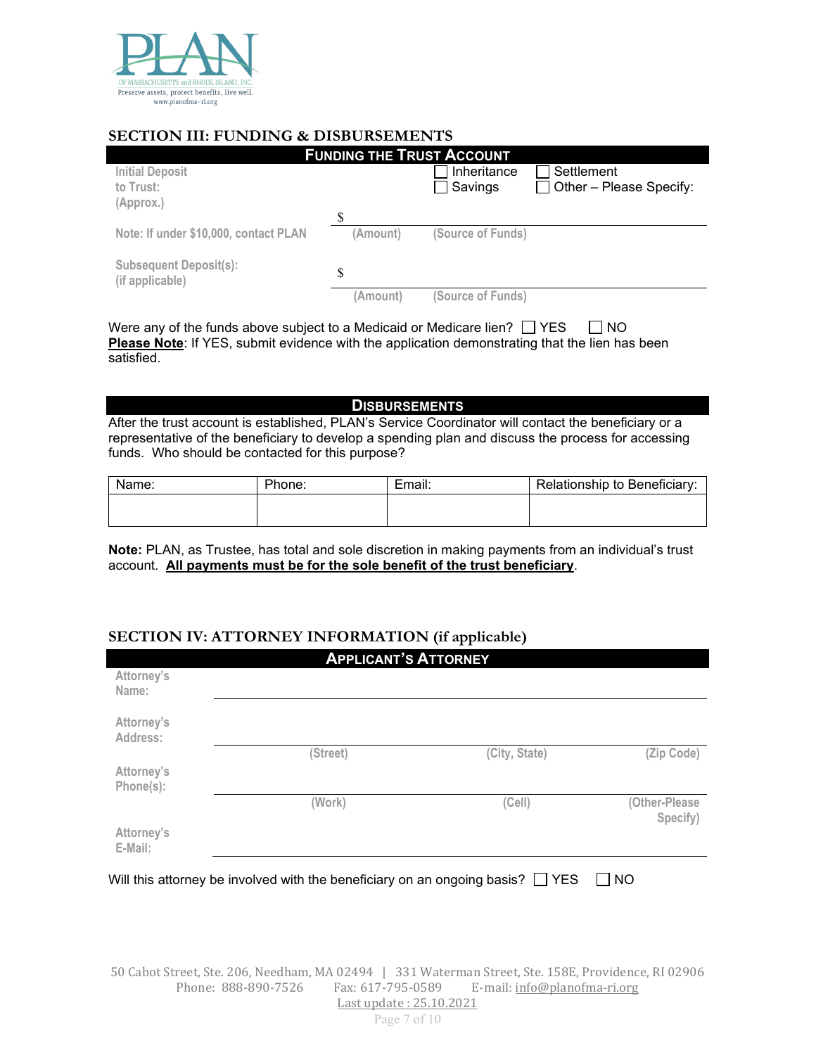## SECTION III: FUNDING & DISBURSEMENTS

### Funding the Trust Account

Initial Deposit to Trust: (Approx.)

☐ Inheritance ☐ Settlement
☐ Savings ☐ Other – Please Specify:

$ \_\_\_\_\_\_\_\_\_\_\_\_\_\_\_\_\_\_\_\_
(Amount) (Source of Funds)

Note: If under $10,000, contact PLAN

Subsequent Deposit(s): (if applicable)

$ \_\_\_\_\_\_\_\_\_\_\_\_\_\_\_\_\_\_\_\_
(Amount) (Source of Funds)

Were any of the funds above subject to a Medicaid or Medicare lien? ☐ YES ☐ NO
**Please Note**: If YES, submit evidence with the application demonstrating that the lien has been satisfied.

### Disbursements

After the trust account is established, PLAN's Service Coordinator will contact the beneficiary or a representative of the beneficiary to develop a spending plan and discuss the process for accessing funds. Who should be contacted for this purpose?

| Name: | Phone: | Email: | Relationship to Beneficiary: |
|---|---|---|---|
| | | | |

**Note:** PLAN, as Trustee, has total and sole discretion in making payments from an individual's trust account. **All payments must be for the sole benefit of the trust beneficiary**.

## SECTION IV: ATTORNEY INFORMATION (if applicable)

### Applicant's Attorney

Attorney's Name: \_\_\_\_\_\_\_\_\_\_\_\_\_\_\_\_\_\_\_\_

Attorney's Address: \_\_\_\_\_\_\_\_\_\_\_\_\_\_\_\_\_\_\_\_
(Street) (City, State) (Zip Code)

Attorney's Phone(s): \_\_\_\_\_\_\_\_\_\_\_\_\_\_\_\_\_\_\_\_
(Work) (Cell) (Other-Please Specify)

Attorney's E-Mail: \_\_\_\_\_\_\_\_\_\_\_\_\_\_\_\_\_\_\_\_

Will this attorney be involved with the beneficiary on an ongoing basis? ☐ YES ☐ NO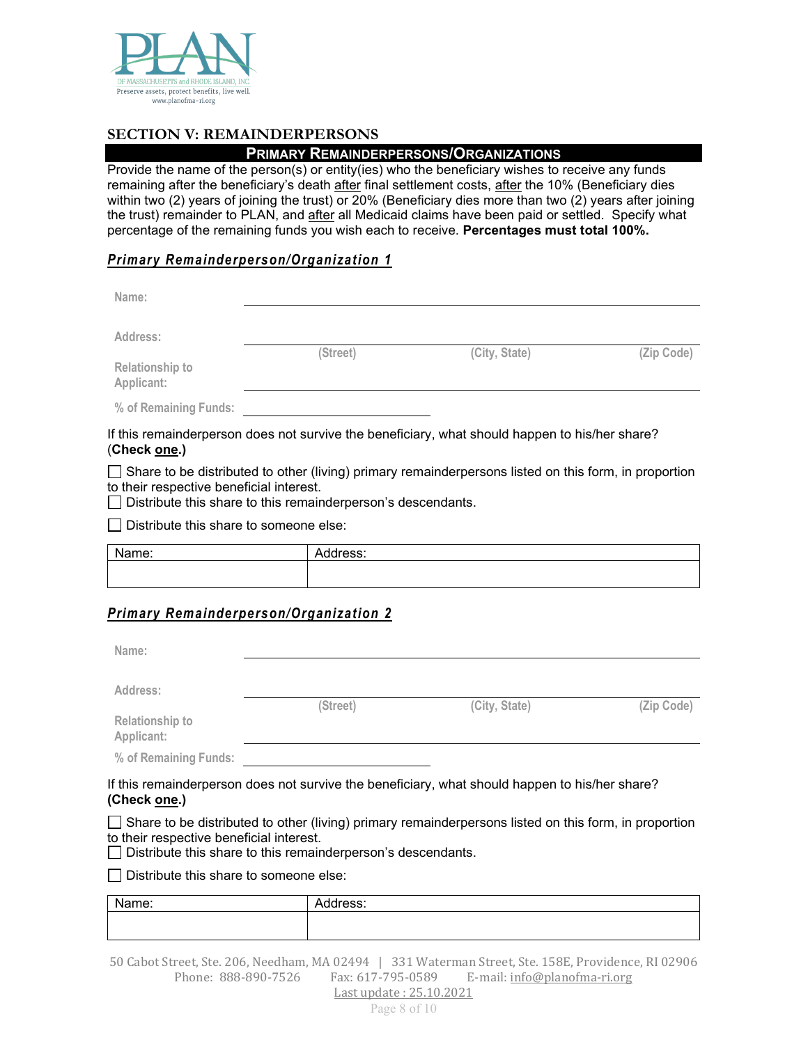## SECTION V: REMAINDERPERSONS

### PRIMARY REMAINDERPERSONS/ORGANIZATIONS

Provide the name of the person(s) or entity(ies) who the beneficiary wishes to receive any funds remaining after the beneficiary's death after final settlement costs, after the 10% (Beneficiary dies within two (2) years of joining the trust) or 20% (Beneficiary dies more than two (2) years after joining the trust) remainder to PLAN, and after all Medicaid claims have been paid or settled. Specify what percentage of the remaining funds you wish each to receive. **Percentages must total 100%.**

#### ***Primary Remainderperson/Organization 1***

Name: ______________________________

Address: ______________________________
(Street) (City, State) (Zip Code)

Relationship to Applicant: ______________________________

% of Remaining Funds: ______________

If this remainderperson does not survive the beneficiary, what should happen to his/her share? (**Check one.**)

☐ Share to be distributed to other (living) primary remainderpersons listed on this form, in proportion to their respective beneficial interest.

☐ Distribute this share to this remainderperson's descendants.

☐ Distribute this share to someone else:

| Name: | Address: |
|---|---|
| | |

#### ***Primary Remainderperson/Organization 2***

Name: ______________________________

Address: ______________________________
(Street) (City, State) (Zip Code)

Relationship to Applicant: ______________________________

% of Remaining Funds: ______________

If this remainderperson does not survive the beneficiary, what should happen to his/her share? **(Check one.)**

☐ Share to be distributed to other (living) primary remainderpersons listed on this form, in proportion to their respective beneficial interest.

☐ Distribute this share to this remainderperson's descendants.

☐ Distribute this share to someone else:

| Name: | Address: |
|---|---|
| | |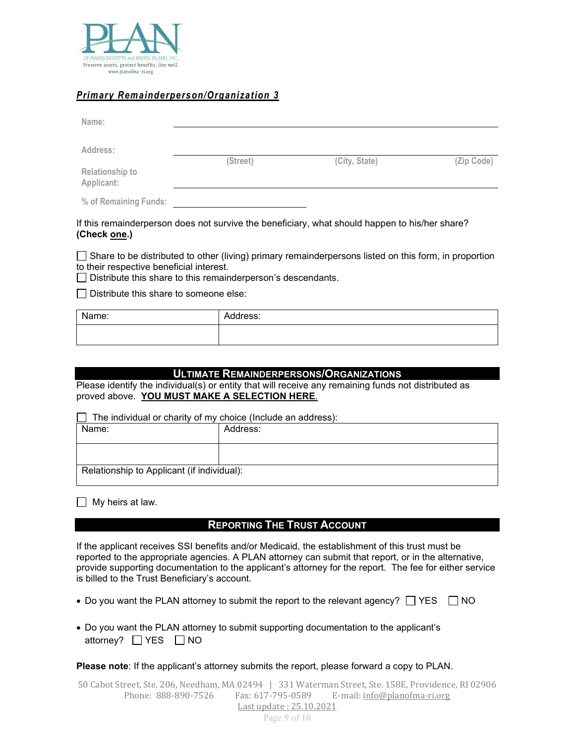## ***Primary Remainderperson/Organization 3***

Name: \_\_\_\_\_\_\_\_\_\_\_\_\_\_\_\_\_\_\_\_\_\_\_\_\_\_\_\_\_\_\_\_\_\_\_\_\_\_\_\_

Address: \_\_\_\_\_\_\_\_\_\_\_\_\_\_\_\_\_\_\_\_\_\_\_\_\_\_\_\_\_\_\_\_\_\_\_\_\_\_\_\_
(Street) (City, State) (Zip Code)

Relationship to Applicant: \_\_\_\_\_\_\_\_\_\_\_\_\_\_\_\_\_\_\_\_\_\_\_\_\_\_\_\_\_\_\_\_\_\_\_\_\_\_\_\_

% of Remaining Funds: \_\_\_\_\_\_\_\_\_\_\_\_\_\_\_\_\_\_\_\_

If this remainderperson does not survive the beneficiary, what should happen to his/her share? **(Check <u>one</u>.)**

☐ Share to be distributed to other (living) primary remainderpersons listed on this form, in proportion to their respective beneficial interest.
☐ Distribute this share to this remainderperson's descendants.

☐ Distribute this share to someone else:

| Name: | Address: |
|---|---|
| | |

## ULTIMATE REMAINDERPERSONS/ORGANIZATIONS

Please identify the individual(s) or entity that will receive any remaining funds not distributed as proved above. **<u>YOU MUST MAKE A SELECTION HERE</u>**.

☐ The individual or charity of my choice (Include an address):

| Name: | Address: |
|---|---|
| | |
| Relationship to Applicant (if individual): | |

☐ My heirs at law.

## REPORTING THE TRUST ACCOUNT

If the applicant receives SSI benefits and/or Medicaid, the establishment of this trust must be reported to the appropriate agencies. A PLAN attorney can submit that report, or in the alternative, provide supporting documentation to the applicant's attorney for the report. The fee for either service is billed to the Trust Beneficiary's account.

- Do you want the PLAN attorney to submit the report to the relevant agency? ☐ YES ☐ NO
- Do you want the PLAN attorney to submit supporting documentation to the applicant's attorney? ☐ YES ☐ NO

**Please note**: If the applicant's attorney submits the report, please forward a copy to PLAN.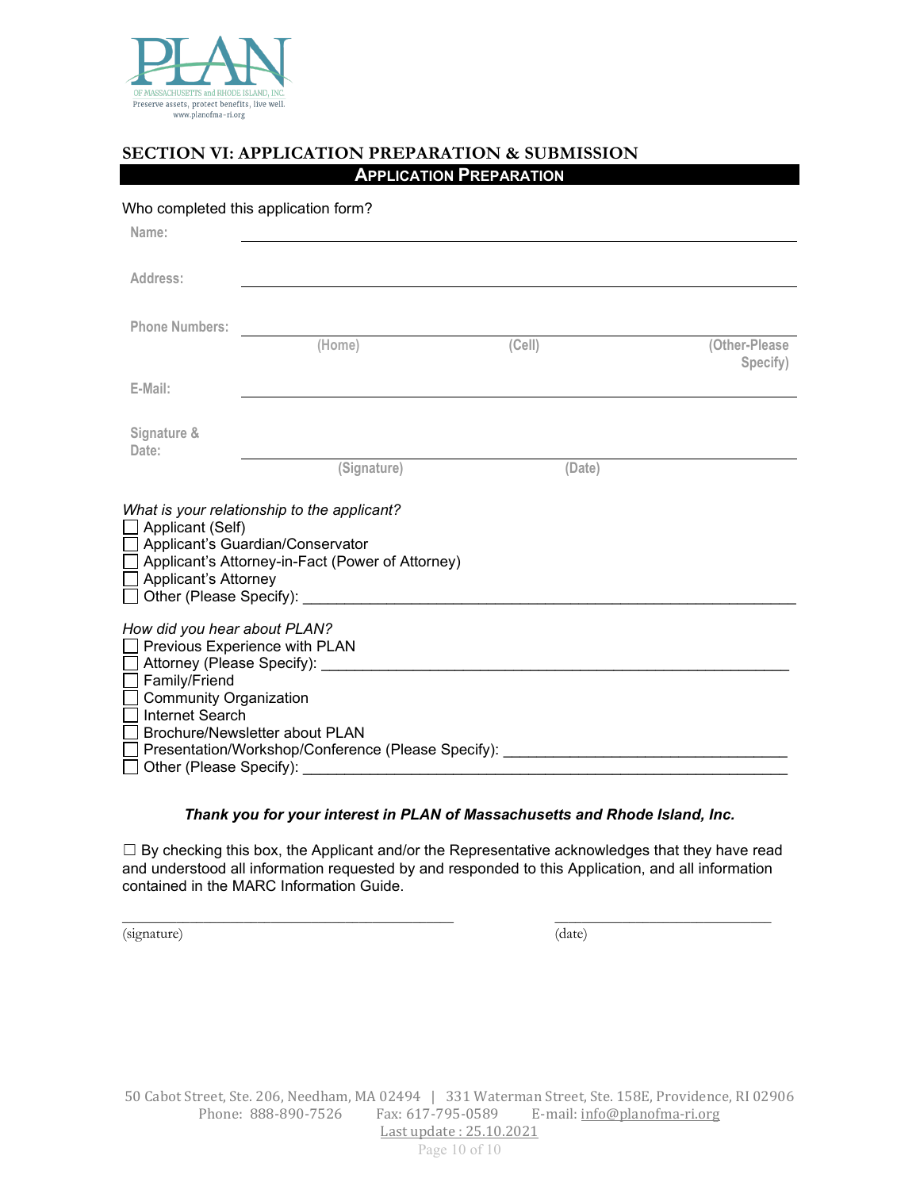PLAN OF MASSACHUSETTS and RHODE ISLAND, INC.
Preserve assets, protect benefits, live well.
www.planofma-ri.org

## SECTION VI: APPLICATION PREPARATION & SUBMISSION

### APPLICATION PREPARATION

Who completed this application form?

**Name:** ______________________________

**Address:** ______________________________

**Phone Numbers:** ______________________________
(Home) (Cell) (Other-Please Specify)

**E-Mail:** ______________________________

**Signature & Date:** ______________________________
(Signature) (Date)

*What is your relationship to the applicant?*

- ☐ Applicant (Self)
- ☐ Applicant's Guardian/Conservator
- ☐ Applicant's Attorney-in-Fact (Power of Attorney)
- ☐ Applicant's Attorney
- ☐ Other (Please Specify): ______________________________

*How did you hear about PLAN?*

- ☐ Previous Experience with PLAN
- ☐ Attorney (Please Specify): ______________________________
- ☐ Family/Friend
- ☐ Community Organization
- ☐ Internet Search
- ☐ Brochure/Newsletter about PLAN
- ☐ Presentation/Workshop/Conference (Please Specify): ______________________________
- ☐ Other (Please Specify): ______________________________

***Thank you for your interest in PLAN of Massachusetts and Rhode Island, Inc.***

☐ By checking this box, the Applicant and/or the Representative acknowledges that they have read and understood all information requested by and responded to this Application, and all information contained in the MARC Information Guide.

______________________________ ______________________________
(signature) (date)

50 Cabot Street, Ste. 206, Needham, MA 02494 | 331 Waterman Street, Ste. 158E, Providence, RI 02906
Phone: 888-890-7526 Fax: 617-795-0589 E-mail: info@planofma-ri.org
Last update : 25.10.2021